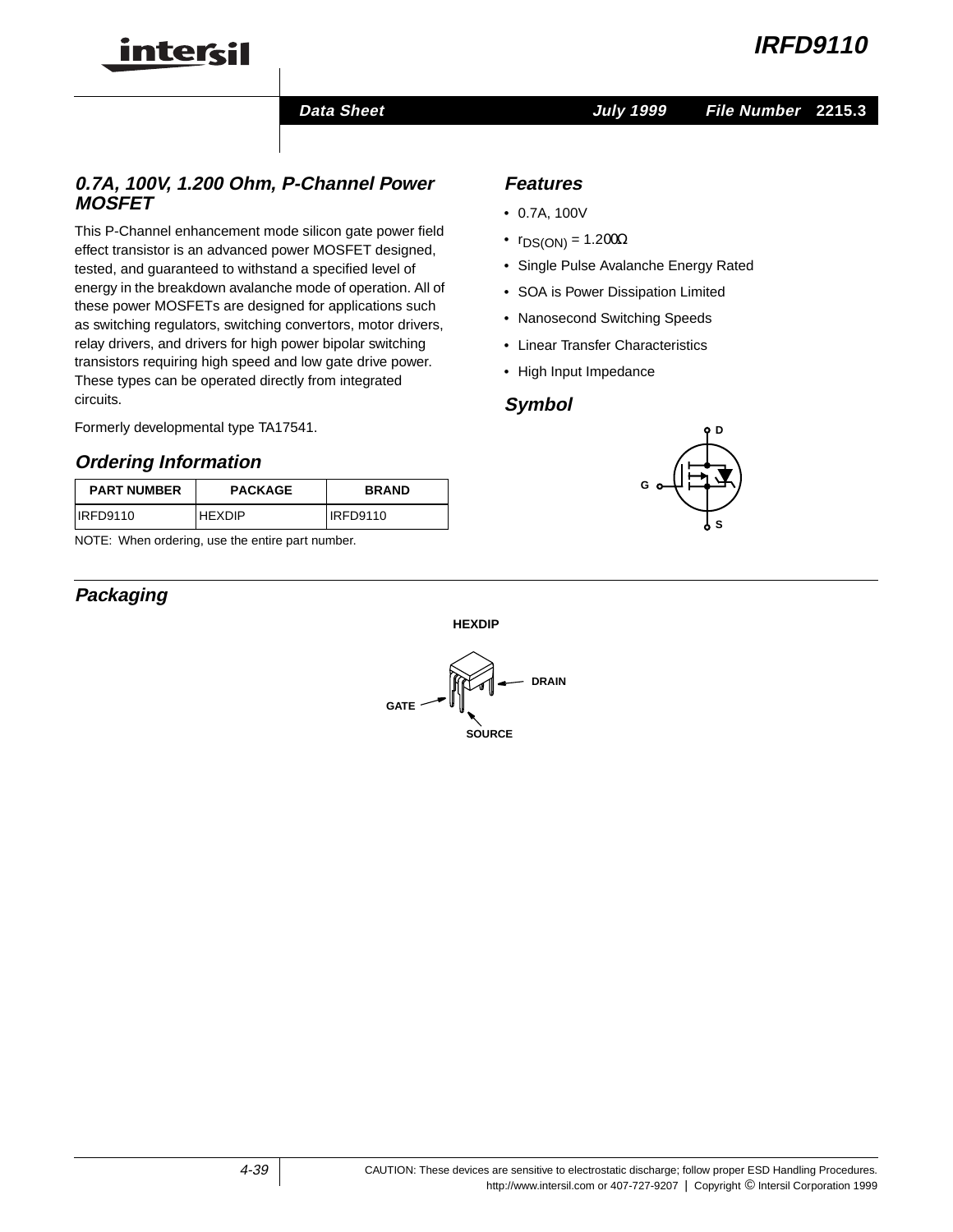# IRFD9110

**Data Sheet** | **July 1999** | **File Number 2215.3**

## 0.7A, 100V, 1.200 Ohm, P-Channel Power MOSFET

This P-Channel enhancement mode silicon gate power field effect transistor is an advanced power MOSFET designed, tested, and guaranteed to withstand a specified level of energy in the breakdown avalanche mode of operation. All of these power MOSFETs are designed for applications such as switching regulators, switching convertors, motor drivers, relay drivers, and drivers for high power bipolar switching transistors requiring high speed and low gate drive power. These types can be operated directly from integrated circuits.

Formerly developmental type TA17541.

## Ordering Information

| PART NUMBER | PACKAGE | BRAND |
|---|---|---|
| IRFD9110 | HEXDIP | IRFD9110 |

NOTE: When ordering, use the entire part number.

## Features

- 0.7A, 100V
- $r_{DS(ON)} = 1.200\Omega$
- Single Pulse Avalanche Energy Rated
- SOA is Power Dissipation Limited
- Nanosecond Switching Speeds
- Linear Transfer Characteristics
- High Input Impedance

## Symbol

D

G

S

## Packaging

HEXDIP

DRAIN

GATE

SOURCE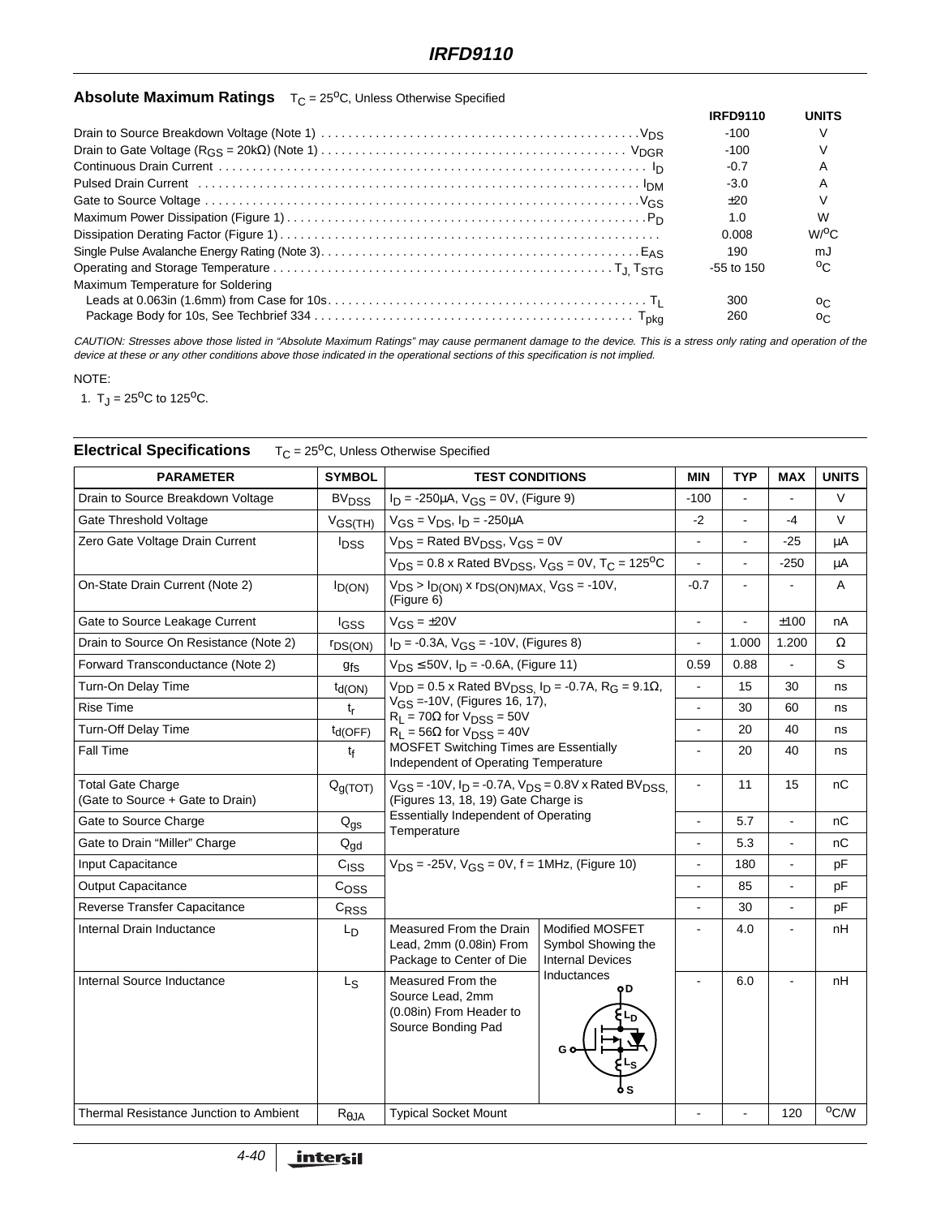## Absolute Maximum Ratings $T_C = 25^oC$, Unless Otherwise Specified

| | IRFD9110 | UNITS |
|---|---|---|
| Drain to Source Breakdown Voltage (Note 1) . . . . . $V_{DS}$ | -100 | V |
| Drain to Gate Voltage ($R_{GS}$ = 20kΩ) (Note 1) . . . . . $V_{DGR}$ | -100 | V |
| Continuous Drain Current . . . . . $I_D$ | -0.7 | A |
| Pulsed Drain Current . . . . . $I_{DM}$ | -3.0 | A |
| Gate to Source Voltage . . . . . $V_{GS}$ | ±20 | V |
| Maximum Power Dissipation (Figure 1) . . . . . $P_D$ | 1.0 | W |
| Dissipation Derating Factor (Figure 1) . . . . . | 0.008 | $W/^oC$ |
| Single Pulse Avalanche Energy Rating (Note 3) . . . . . $E_{AS}$ | 190 | mJ |
| Operating and Storage Temperature . . . . . $T_J, T_{STG}$ | -55 to 150 | $^oC$ |
| Maximum Temperature for Soldering | | |
| Leads at 0.063in (1.6mm) from Case for 10s . . . . . $T_L$ | 300 | $^oC$ |
| Package Body for 10s, See Techbrief 334 . . . . . $T_{pkg}$ | 260 | $^oC$ |

*CAUTION: Stresses above those listed in "Absolute Maximum Ratings" may cause permanent damage to the device. This is a stress only rating and operation of the device at these or any other conditions above those indicated in the operational sections of this specification is not implied.*

NOTE:

1. $T_J = 25^oC$ to $125^oC$.

## Electrical Specifications $T_C = 25^oC$, Unless Otherwise Specified

| PARAMETER | SYMBOL | TEST CONDITIONS | | MIN | TYP | MAX | UNITS |
|---|---|---|---|---|---|---|---|
| Drain to Source Breakdown Voltage | $BV_{DSS}$ | $I_D$ = -250μA, $V_{GS}$ = 0V, (Figure 9) | | -100 | - | - | V |
| Gate Threshold Voltage | $V_{GS(TH)}$ | $V_{GS} = V_{DS}$, $I_D$ = -250μA | | -2 | - | -4 | V |
| Zero Gate Voltage Drain Current | $I_{DSS}$ | $V_{DS}$ = Rated $BV_{DSS}$, $V_{GS}$ = 0V | | - | - | -25 | μA |
| | | $V_{DS}$ = 0.8 x Rated $BV_{DSS}$, $V_{GS}$ = 0V, $T_C = 125^oC$ | | - | - | -250 | μA |
| On-State Drain Current (Note 2) | $I_{D(ON)}$ | $V_{DS} > I_{D(ON)} \times r_{DS(ON)MAX}$, $V_{GS}$ = -10V, (Figure 6) | | -0.7 | - | - | A |
| Gate to Source Leakage Current | $I_{GSS}$ | $V_{GS}$ = ±20V | | - | - | ±100 | nA |
| Drain to Source On Resistance (Note 2) | $r_{DS(ON)}$ | $I_D$ = -0.3A, $V_{GS}$ = -10V, (Figures 8) | | - | 1.000 | 1.200 | Ω |
| Forward Transconductance (Note 2) | $g_{fs}$ | $V_{DS}$ ≤ 50V, $I_D$ = -0.6A, (Figure 11) | | 0.59 | 0.88 | - | S |
| Turn-On Delay Time | $t_{d(ON)}$ | $V_{DD}$ = 0.5 x Rated $BV_{DSS}$, $I_D$ = -0.7A, $R_G$ = 9.1Ω, $V_{GS}$ =-10V, (Figures 16, 17), $R_L$ = 70Ω for $V_{DSS}$ = 50V, $R_L$ = 56Ω for $V_{DSS}$ = 40V. MOSFET Switching Times are Essentially Independent of Operating Temperature | | - | 15 | 30 | ns |
| Rise Time | $t_r$ | | | - | 30 | 60 | ns |
| Turn-Off Delay Time | $t_{d(OFF)}$ | | | - | 20 | 40 | ns |
| Fall Time | $t_f$ | | | - | 20 | 40 | ns |
| Total Gate Charge (Gate to Source + Gate to Drain) | $Q_{g(TOT)}$ | $V_{GS}$ = -10V, $I_D$ = -0.7A, $V_{DS}$ = 0.8V x Rated $BV_{DSS}$, (Figures 13, 18, 19) Gate Charge is Essentially Independent of Operating Temperature | | - | 11 | 15 | nC |
| Gate to Source Charge | $Q_{gs}$ | | | - | 5.7 | - | nC |
| Gate to Drain "Miller" Charge | $Q_{gd}$ | | | - | 5.3 | - | nC |
| Input Capacitance | $C_{ISS}$ | $V_{DS}$ = -25V, $V_{GS}$ = 0V, f = 1MHz, (Figure 10) | | - | 180 | - | pF |
| Output Capacitance | $C_{OSS}$ | | | - | 85 | - | pF |
| Reverse Transfer Capacitance | $C_{RSS}$ | | | - | 30 | - | pF |
| Internal Drain Inductance | $L_D$ | Measured From the Drain Lead, 2mm (0.08in) From Package to Center of Die | Modified MOSFET Symbol Showing the Internal Devices Inductances | - | 4.0 | - | nH |
| Internal Source Inductance | $L_S$ | Measured From the Source Lead, 2mm (0.08in) From Header to Source Bonding Pad | | - | 6.0 | - | nH |
| Thermal Resistance Junction to Ambient | $R_{\theta JA}$ | Typical Socket Mount | | - | - | 120 | $^oC/W$ |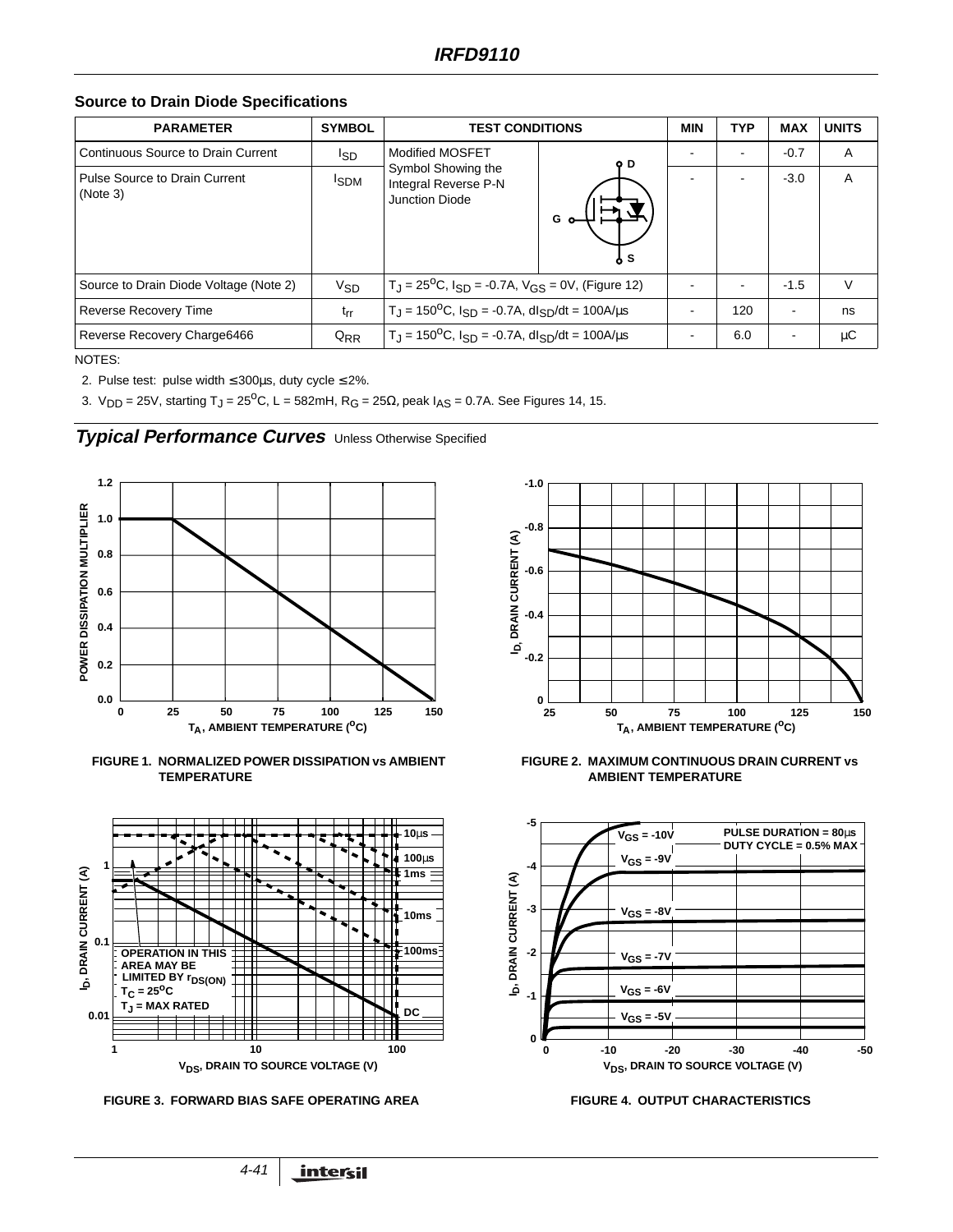## Source to Drain Diode Specifications

| PARAMETER | SYMBOL | TEST CONDITIONS | | MIN | TYP | MAX | UNITS |
|---|---|---|---|---|---|---|---|
| Continuous Source to Drain Current | $I_{SD}$ | Modified MOSFET Symbol Showing the Integral Reverse P-N Junction Diode | | - | - | -0.7 | A |
| Pulse Source to Drain Current (Note 3) | $I_{SDM}$ | | | - | - | -3.0 | A |
| Source to Drain Diode Voltage (Note 2) | $V_{SD}$ | $T_J = 25^oC$, $I_{SD}$ = -0.7A, $V_{GS}$ = 0V, (Figure 12) | | - | - | -1.5 | V |
| Reverse Recovery Time | $t_{rr}$ | $T_J = 150^oC$, $I_{SD}$ = -0.7A, $dI_{SD}/dt$ = 100A/μs | | - | 120 | - | ns |
| Reverse Recovery Charge6466 | $Q_{RR}$ | $T_J = 150^oC$, $I_{SD}$ = -0.7A, $dI_{SD}/dt$ = 100A/μs | | - | 6.0 | - | μC |

NOTES:

2. Pulse test: pulse width ≤ 300μs, duty cycle ≤ 2%.
3. $V_{DD}$ = 25V, starting $T_J = 25^oC$, L = 582mH, $R_G$ = 25Ω, peak $I_{AS}$ = 0.7A. See Figures 14, 15.

## *Typical Performance Curves* Unless Otherwise Specified

FIGURE 1. NORMALIZED POWER DISSIPATION vs AMBIENT TEMPERATURE

FIGURE 2. MAXIMUM CONTINUOUS DRAIN CURRENT vs AMBIENT TEMPERATURE

FIGURE 3. FORWARD BIAS SAFE OPERATING AREA

FIGURE 4. OUTPUT CHARACTERISTICS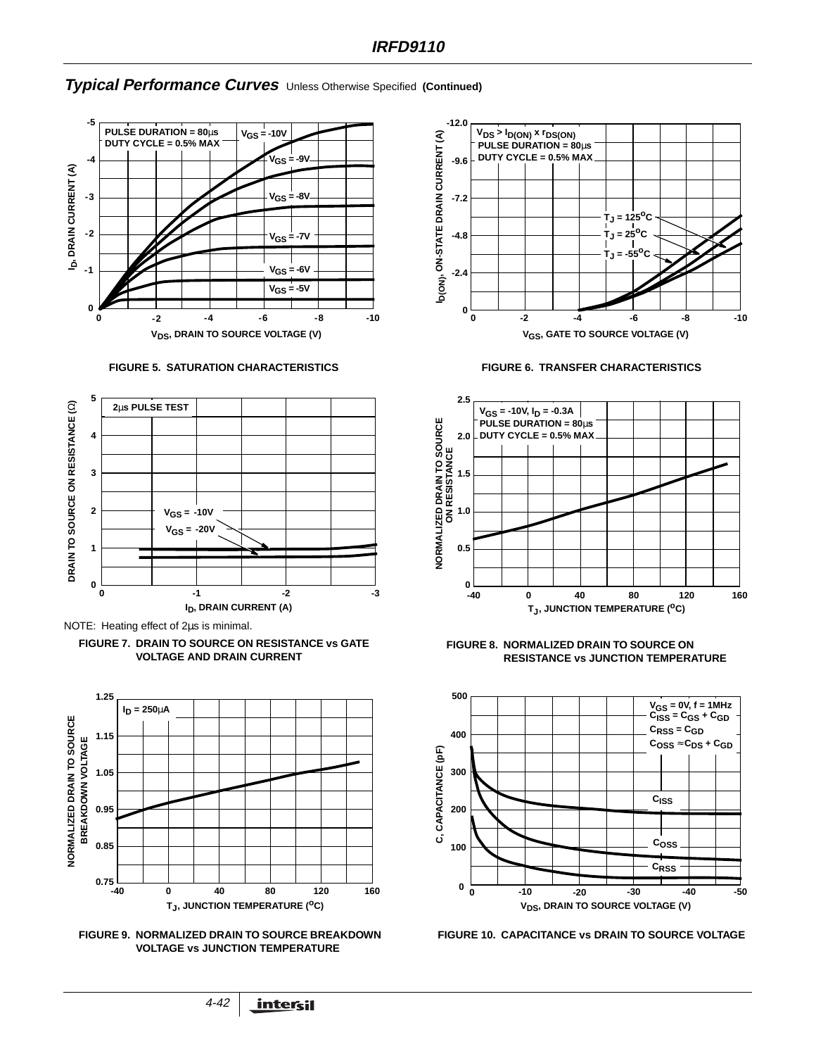## Typical Performance Curves Unless Otherwise Specified (Continued)

PULSE DURATION = 80μs
DUTY CYCLE = 0.5% MAX

$V_{GS}$ = -10V
$V_{GS}$ = -9V
$V_{GS}$ = -8V
$V_{GS}$ = -7V
$V_{GS}$ = -6V
$V_{GS}$ = -5V

$I_D$, DRAIN CURRENT (A)

$V_{DS}$, DRAIN TO SOURCE VOLTAGE (V)

**FIGURE 5. SATURATION CHARACTERISTICS**

$V_{DS} > I_{D(ON)} \times r_{DS(ON)}$
PULSE DURATION = 80μs
DUTY CYCLE = 0.5% MAX

$T_J = 125^oC$
$T_J = 25^oC$
$T_J = -55^oC$

$I_{D(ON)}$, ON-STATE DRAIN CURRENT (A)

$V_{GS}$, GATE TO SOURCE VOLTAGE (V)

**FIGURE 6. TRANSFER CHARACTERISTICS**

2μs PULSE TEST

$V_{GS}$ = -10V
$V_{GS}$ = -20V

DRAIN TO SOURCE ON RESISTANCE (Ω)

$I_D$, DRAIN CURRENT (A)

NOTE: Heating effect of 2μs is minimal.

**FIGURE 7. DRAIN TO SOURCE ON RESISTANCE vs GATE VOLTAGE AND DRAIN CURRENT**

$V_{GS}$ = -10V, $I_D$ = -0.3A
PULSE DURATION = 80μs
DUTY CYCLE = 0.5% MAX

NORMALIZED DRAIN TO SOURCE ON RESISTANCE

$T_J$, JUNCTION TEMPERATURE ($^oC$)

**FIGURE 8. NORMALIZED DRAIN TO SOURCE ON RESISTANCE vs JUNCTION TEMPERATURE**

$I_D$ = 250μA

NORMALIZED DRAIN TO SOURCE BREAKDOWN VOLTAGE

$T_J$, JUNCTION TEMPERATURE ($^oC$)

**FIGURE 9. NORMALIZED DRAIN TO SOURCE BREAKDOWN VOLTAGE vs JUNCTION TEMPERATURE**

$V_{GS}$ = 0V, f = 1MHz
$C_{ISS} = C_{GS} + C_{GD}$
$C_{RSS} = C_{GD}$
$C_{OSS} \approx C_{DS} + C_{GD}$

$C_{ISS}$
$C_{OSS}$
$C_{RSS}$

C, CAPACITANCE (pF)

$V_{DS}$, DRAIN TO SOURCE VOLTAGE (V)

**FIGURE 10. CAPACITANCE vs DRAIN TO SOURCE VOLTAGE**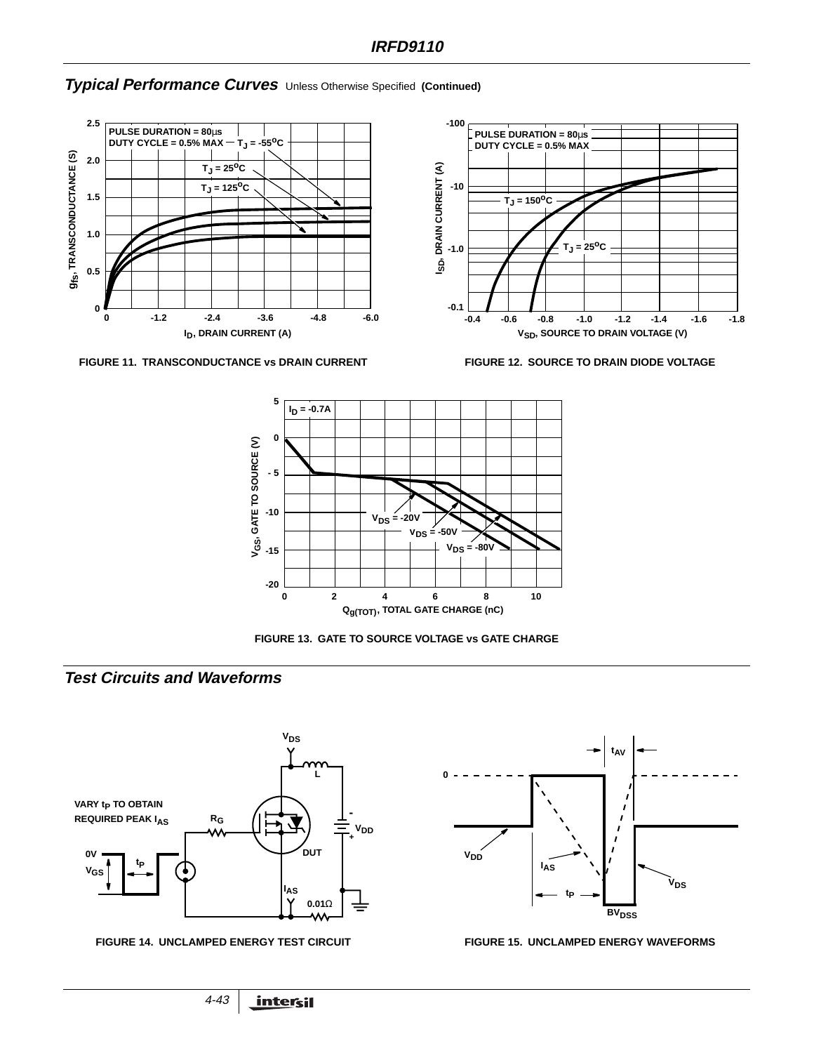## Typical Performance Curves Unless Otherwise Specified (Continued)

FIGURE 11. TRANSCONDUCTANCE vs DRAIN CURRENT

FIGURE 12. SOURCE TO DRAIN DIODE VOLTAGE

FIGURE 13. GATE TO SOURCE VOLTAGE vs GATE CHARGE

## Test Circuits and Waveforms

FIGURE 14. UNCLAMPED ENERGY TEST CIRCUIT

FIGURE 15. UNCLAMPED ENERGY WAVEFORMS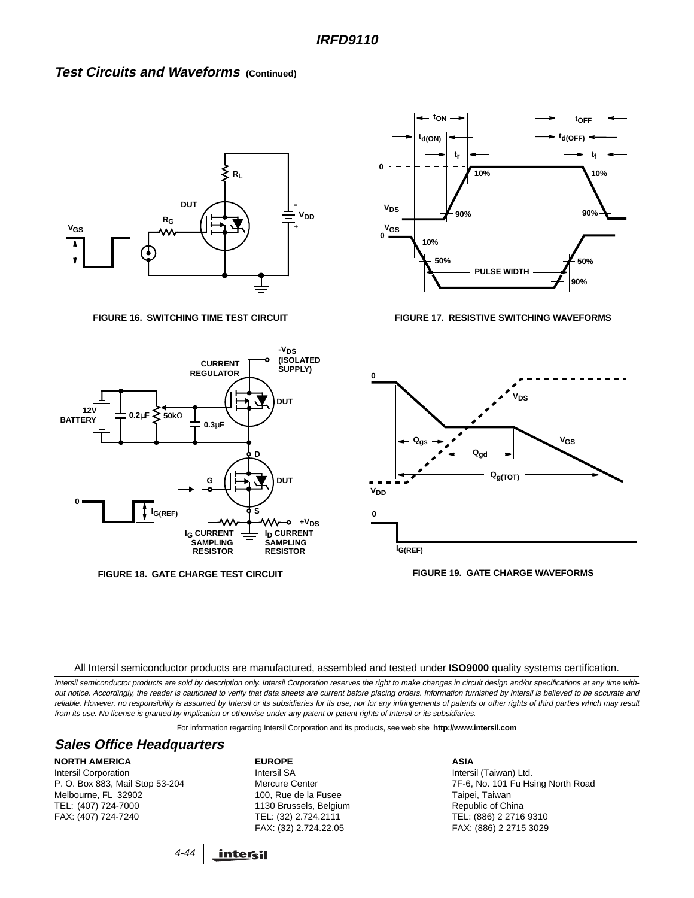## Test Circuits and Waveforms (Continued)

$V_{GS}$
$R_G$
DUT
$R_L$
-
$V_{DD}$
+

FIGURE 16. SWITCHING TIME TEST CIRCUIT

$t_{ON}$
$t_{d(ON)}$
$t_r$
$t_{OFF}$
$t_{d(OFF)}$
$t_f$
0
10%
10%
$V_{DS}$
90%
90%
$V_{GS}$
0
10%
50%
50%
PULSE WIDTH
90%

FIGURE 17. RESISTIVE SWITCHING WAVEFORMS

CURRENT REGULATOR
$-V_{DS}$ (ISOLATED SUPPLY)
12V BATTERY
0.2µF
50kΩ
0.3µF
DUT
D
G
DUT
S
0
$I_{G(REF)}$
$+V_{DS}$
$I_G$ CURRENT SAMPLING RESISTOR
$I_D$ CURRENT SAMPLING RESISTOR

FIGURE 18. GATE CHARGE TEST CIRCUIT

0
$V_{DS}$
$Q_{gs}$
$Q_{gd}$
$V_{GS}$
$Q_{g(TOT)}$
$V_{DD}$
0
$I_{G(REF)}$

FIGURE 19. GATE CHARGE WAVEFORMS

All Intersil semiconductor products are manufactured, assembled and tested under **ISO9000** quality systems certification.

*Intersil semiconductor products are sold by description only. Intersil Corporation reserves the right to make changes in circuit design and/or specifications at any time without notice. Accordingly, the reader is cautioned to verify that data sheets are current before placing orders. Information furnished by Intersil is believed to be accurate and reliable. However, no responsibility is assumed by Intersil or its subsidiaries for its use; nor for any infringements of patents or other rights of third parties which may result from its use. No license is granted by implication or otherwise under any patent or patent rights of Intersil or its subsidiaries.*

For information regarding Intersil Corporation and its products, see web site **http://www.intersil.com**

## Sales Office Headquarters

**NORTH AMERICA**
Intersil Corporation
P. O. Box 883, Mail Stop 53-204
Melbourne, FL 32902
TEL: (407) 724-7000
FAX: (407) 724-7240

**EUROPE**
Intersil SA
Mercure Center
100, Rue de la Fusee
1130 Brussels, Belgium
TEL: (32) 2.724.2111
FAX: (32) 2.724.22.05

**ASIA**
Intersil (Taiwan) Ltd.
7F-6, No. 101 Fu Hsing North Road
Taipei, Taiwan
Republic of China
TEL: (886) 2 2716 9310
FAX: (886) 2 2715 3029